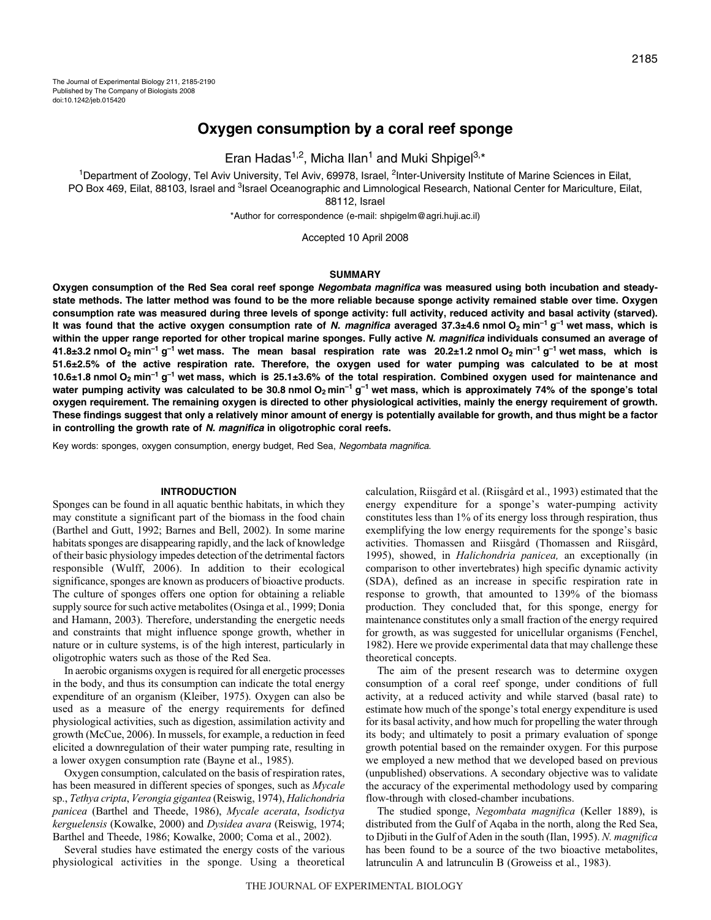The Journal of Experimental Biology 211, 2185-2190
Published by The Company of Biologists 2008
doi:10.1242/jeb.015420

# Oxygen consumption by a coral reef sponge

Eran Hadas[1,2], Micha Ilan[1] and Muki Shpigel[3,*]

[1]Department of Zoology, Tel Aviv University, Tel Aviv, 69978, Israel, [2]Inter-University Institute of Marine Sciences in Eilat, PO Box 469, Eilat, 88103, Israel and [3]Israel Oceanographic and Limnological Research, National Center for Mariculture, Eilat, 88112, Israel

*Author for correspondence (e-mail: shpigelm@agri.huji.ac.il)

Accepted 10 April 2008

## SUMMARY

**Oxygen consumption of the Red Sea coral reef sponge *Negombata magnifica* was measured using both incubation and steady-state methods. The latter method was found to be the more reliable because sponge activity remained stable over time. Oxygen consumption rate was measured during three levels of sponge activity: full activity, reduced activity and basal activity (starved). It was found that the active oxygen consumption rate of *N. magnifica* averaged 37.3±4.6 nmol $O_2$ $min^{-1}$ $g^{-1}$ wet mass, which is within the upper range reported for other tropical marine sponges. Fully active *N. magnifica* individuals consumed an average of 41.8±3.2 nmol $O_2$ $min^{-1}$ $g^{-1}$ wet mass. The mean basal respiration rate was 20.2±1.2 nmol $O_2$ $min^{-1}$ $g^{-1}$ wet mass, which is 51.6±2.5% of the active respiration rate. Therefore, the oxygen used for water pumping was calculated to be at most 10.6±1.8 nmol $O_2$ $min^{-1}$ $g^{-1}$ wet mass, which is 25.1±3.6% of the total respiration. Combined oxygen used for maintenance and water pumping activity was calculated to be 30.8 nmol $O_2$ $min^{-1}$ $g^{-1}$ wet mass, which is approximately 74% of the sponge's total oxygen requirement. The remaining oxygen is directed to other physiological activities, mainly the energy requirement of growth. These findings suggest that only a relatively minor amount of energy is potentially available for growth, and thus might be a factor in controlling the growth rate of *N. magnifica* in oligotrophic coral reefs.**

Key words: sponges, oxygen consumption, energy budget, Red Sea, *Negombata magnifica*.

## INTRODUCTION

Sponges can be found in all aquatic benthic habitats, in which they may constitute a significant part of the biomass in the food chain (Barthel and Gutt, 1992; Barnes and Bell, 2002). In some marine habitats sponges are disappearing rapidly, and the lack of knowledge of their basic physiology impedes detection of the detrimental factors responsible (Wulff, 2006). In addition to their ecological significance, sponges are known as producers of bioactive products. The culture of sponges offers one option for obtaining a reliable supply source for such active metabolites (Osinga et al., 1999; Donia and Hamann, 2003). Therefore, understanding the energetic needs and constraints that might influence sponge growth, whether in nature or in culture systems, is of the high interest, particularly in oligotrophic waters such as those of the Red Sea.

In aerobic organisms oxygen is required for all energetic processes in the body, and thus its consumption can indicate the total energy expenditure of an organism (Kleiber, 1975). Oxygen can also be used as a measure of the energy requirements for defined physiological activities, such as digestion, assimilation activity and growth (McCue, 2006). In mussels, for example, a reduction in feed elicited a downregulation of their water pumping rate, resulting in a lower oxygen consumption rate (Bayne et al., 1985).

Oxygen consumption, calculated on the basis of respiration rates, has been measured in different species of sponges, such as *Mycale* sp., *Tethya cripta*, *Verongia gigantea* (Reiswig, 1974), *Halichondria panicea* (Barthel and Theede, 1986), *Mycale acerata*, *Isodictya kerguelensis* (Kowalke, 2000) and *Dysidea avara* (Reiswig, 1974; Barthel and Theede, 1986; Kowalke, 2000; Coma et al., 2002).

Several studies have estimated the energy costs of the various physiological activities in the sponge. Using a theoretical calculation, Riisgård et al. (Riisgård et al., 1993) estimated that the energy expenditure for a sponge's water-pumping activity constitutes less than 1% of its energy loss through respiration, thus exemplifying the low energy requirements for the sponge's basic activities. Thomassen and Riisgård (Thomassen and Riisgård, 1995), showed, in *Halichondria panicea,* an exceptionally (in comparison to other invertebrates) high specific dynamic activity (SDA), defined as an increase in specific respiration rate in response to growth, that amounted to 139% of the biomass production. They concluded that, for this sponge, energy for maintenance constitutes only a small fraction of the energy required for growth, as was suggested for unicellular organisms (Fenchel, 1982). Here we provide experimental data that may challenge these theoretical concepts.

The aim of the present research was to determine oxygen consumption of a coral reef sponge, under conditions of full activity, at a reduced activity and while starved (basal rate) to estimate how much of the sponge's total energy expenditure is used for its basal activity, and how much for propelling the water through its body; and ultimately to posit a primary evaluation of sponge growth potential based on the remainder oxygen. For this purpose we employed a new method that we developed based on previous (unpublished) observations. A secondary objective was to validate the accuracy of the experimental methodology used by comparing flow-through with closed-chamber incubations.

The studied sponge, *Negombata magnifica* (Keller 1889), is distributed from the Gulf of Aqaba in the north, along the Red Sea, to Djibuti in the Gulf of Aden in the south (Ilan, 1995). *N. magnifica* has been found to be a source of the two bioactive metabolites, latrunculin A and latrunculin B (Groweiss et al., 1983).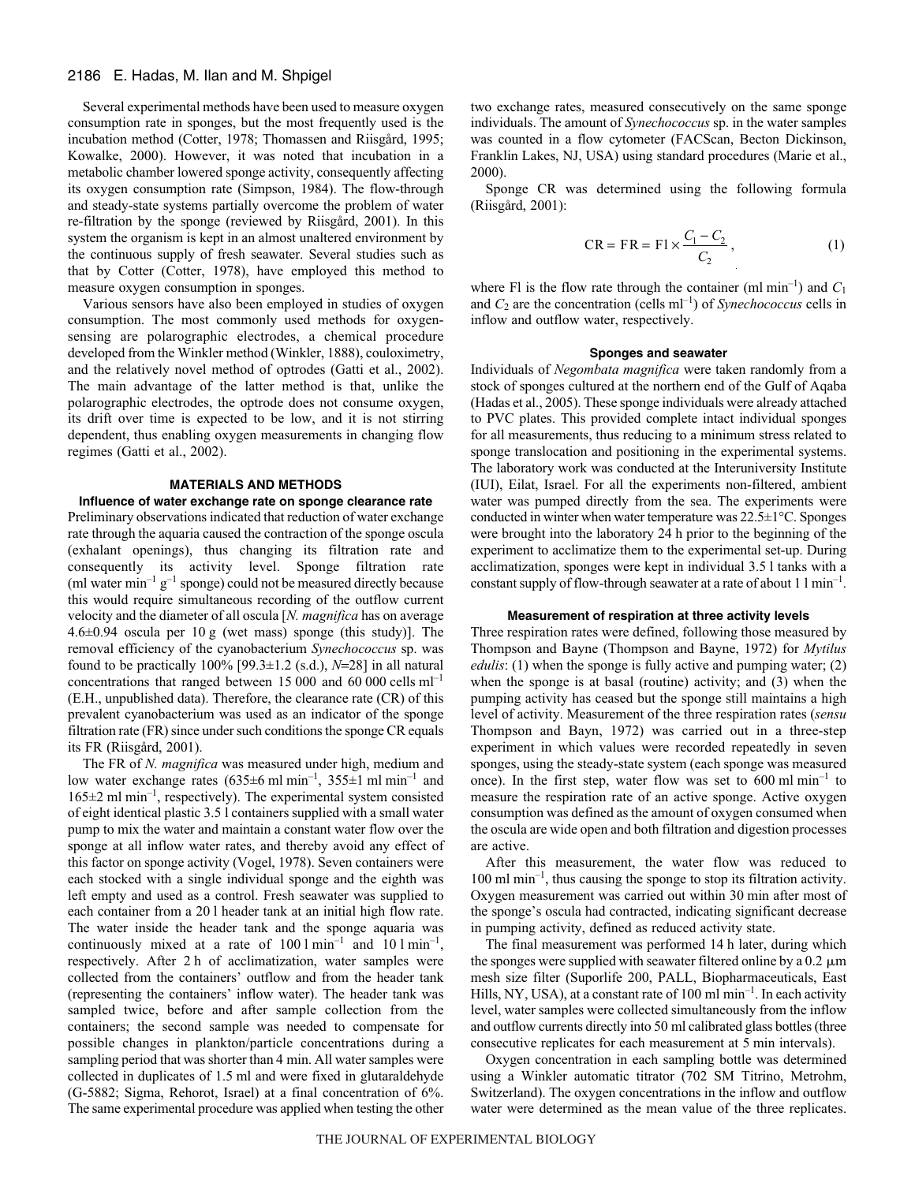Several experimental methods have been used to measure oxygen consumption rate in sponges, but the most frequently used is the incubation method (Cotter, 1978; Thomassen and Riisgård, 1995; Kowalke, 2000). However, it was noted that incubation in a metabolic chamber lowered sponge activity, consequently affecting its oxygen consumption rate (Simpson, 1984). The flow-through and steady-state systems partially overcome the problem of water re-filtration by the sponge (reviewed by Riisgård, 2001). In this system the organism is kept in an almost unaltered environment by the continuous supply of fresh seawater. Several studies such as that by Cotter (Cotter, 1978) have employed this method to measure oxygen consumption in sponges.

Various sensors have also been employed in studies of oxygen consumption. The most commonly used methods for oxygen-sensing are polarographic electrodes, a chemical procedure developed from the Winkler method (Winkler, 1888), couloximetry, and the relatively novel method of optrodes (Gatti et al., 2002). The main advantage of the latter method is that, unlike the polarographic electrodes, the optrode does not consume oxygen, its drift over time is expected to be low, and it is not stirring dependent, thus enabling oxygen measurements in changing flow regimes (Gatti et al., 2002).

## MATERIALS AND METHODS

### Influence of water exchange rate on sponge clearance rate

Preliminary observations indicated that reduction of water exchange rate through the aquaria caused the contraction of the sponge oscula (exhalant openings), thus changing its filtration rate and consequently its activity level. Sponge filtration rate (ml water $\text{min}^{-1}$ $\text{g}^{-1}$ sponge) could not be measured directly because this would require simultaneous recording of the outflow current velocity and the diameter of all oscula [*N. magnifica* has on average 4.6±0.94 oscula per 10 g (wet mass) sponge (this study)]. The removal efficiency of the cyanobacterium *Synechococcus* sp. was found to be practically 100% [99.3±1.2 (s.d.), *N*=28] in all natural concentrations that ranged between 15 000 and 60 000 cells $\text{ml}^{-1}$ (E.H., unpublished data). Therefore, the clearance rate (CR) of this prevalent cyanobacterium was used as an indicator of the sponge filtration rate (FR) since under such conditions the sponge CR equals its FR (Riisgård, 2001).

The FR of *N. magnifica* was measured under high, medium and low water exchange rates (635±6 ml $\text{min}^{-1}$, 355±1 ml $\text{min}^{-1}$ and 165±2 ml $\text{min}^{-1}$, respectively). The experimental system consisted of eight identical plastic 3.5 l containers supplied with a small water pump to mix the water and maintain a constant water flow over the sponge at all inflow water rates, and thereby avoid any effect of this factor on sponge activity (Vogel, 1978). Seven containers were each stocked with a single individual sponge and the eighth was left empty and used as a control. Fresh seawater was supplied to each container from a 20 l header tank at an initial high flow rate. The water inside the header tank and the sponge aquaria was continuously mixed at a rate of 100 l $\text{min}^{-1}$ and 10 l $\text{min}^{-1}$, respectively. After 2 h of acclimatization, water samples were collected from the containers' outflow and from the header tank (representing the containers' inflow water). The header tank was sampled twice, before and after sample collection from the containers; the second sample was needed to compensate for possible changes in plankton/particle concentrations during a sampling period that was shorter than 4 min. All water samples were collected in duplicates of 1.5 ml and were fixed in glutaraldehyde (G-5882; Sigma, Rehorot, Israel) at a final concentration of 6%. The same experimental procedure was applied when testing the other two exchange rates, measured consecutively on the same sponge individuals. The amount of *Synechococcus* sp. in the water samples was counted in a flow cytometer (FACScan, Becton Dickinson, Franklin Lakes, NJ, USA) using standard procedures (Marie et al., 2000).

Sponge CR was determined using the following formula (Riisgård, 2001):

$$\mathrm{CR} = \mathrm{FR} = \mathrm{Fl} \times \frac{C_1 - C_2}{C_2}\,, \tag{1}$$

where Fl is the flow rate through the container (ml $\text{min}^{-1}$) and $C_1$ and $C_2$ are the concentration (cells $\text{ml}^{-1}$) of *Synechococcus* cells in inflow and outflow water, respectively.

### Sponges and seawater

Individuals of *Negombata magnifica* were taken randomly from a stock of sponges cultured at the northern end of the Gulf of Aqaba (Hadas et al., 2005). These sponge individuals were already attached to PVC plates. This provided complete intact individual sponges for all measurements, thus reducing to a minimum stress related to sponge translocation and positioning in the experimental systems. The laboratory work was conducted at the Interuniversity Institute (IUI), Eilat, Israel. For all the experiments non-filtered, ambient water was pumped directly from the sea. The experiments were conducted in winter when water temperature was 22.5±1°C. Sponges were brought into the laboratory 24 h prior to the beginning of the experiment to acclimatize them to the experimental set-up. During acclimatization, sponges were kept in individual 3.5 l tanks with a constant supply of flow-through seawater at a rate of about 1 l $\text{min}^{-1}$.

### Measurement of respiration at three activity levels

Three respiration rates were defined, following those measured by Thompson and Bayne (Thompson and Bayne, 1972) for *Mytilus edulis*: (1) when the sponge is fully active and pumping water; (2) when the sponge is at basal (routine) activity; and (3) when the pumping activity has ceased but the sponge still maintains a high level of activity. Measurement of the three respiration rates (*sensu* Thompson and Bayn, 1972) was carried out in a three-step experiment in which values were recorded repeatedly in seven sponges, using the steady-state system (each sponge was measured once). In the first step, water flow was set to 600 ml $\text{min}^{-1}$ to measure the respiration rate of an active sponge. Active oxygen consumption was defined as the amount of oxygen consumed when the oscula are wide open and both filtration and digestion processes are active.

After this measurement, the water flow was reduced to 100 ml $\text{min}^{-1}$, thus causing the sponge to stop its filtration activity. Oxygen measurement was carried out within 30 min after most of the sponge's oscula had contracted, indicating significant decrease in pumping activity, defined as reduced activity state.

The final measurement was performed 14 h later, during which the sponges were supplied with seawater filtered online by a 0.2 μm mesh size filter (Suporlife 200, PALL, Biopharmaceuticals, East Hills, NY, USA), at a constant rate of 100 ml $\text{min}^{-1}$. In each activity level, water samples were collected simultaneously from the inflow and outflow currents directly into 50 ml calibrated glass bottles (three consecutive replicates for each measurement at 5 min intervals).

Oxygen concentration in each sampling bottle was determined using a Winkler automatic titrator (702 SM Titrino, Metrohm, Switzerland). The oxygen concentrations in the inflow and outflow water were determined as the mean value of the three replicates.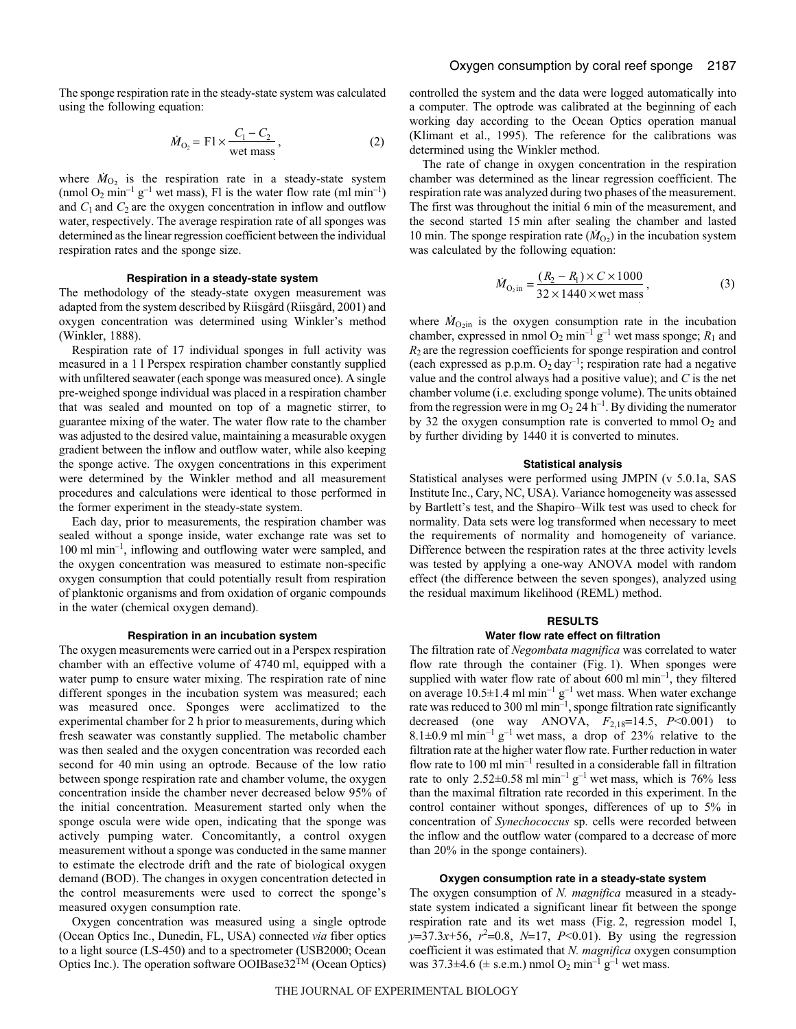The sponge respiration rate in the steady-state system was calculated using the following equation:

$$\dot{M}_{O_2} = \text{Fl} \times \frac{C_1 - C_2}{\text{wet mass}}, \quad (2)$$

where $\dot{M}_{O_2}$ is the respiration rate in a steady-state system (nmol $O_2$ $min^{-1}$ $g^{-1}$ wet mass), Fl is the water flow rate (ml $min^{-1}$) and $C_1$ and $C_2$ are the oxygen concentration in inflow and outflow water, respectively. The average respiration rate of all sponges was determined as the linear regression coefficient between the individual respiration rates and the sponge size.

### Respiration in a steady-state system

The methodology of the steady-state oxygen measurement was adapted from the system described by Riisgård (Riisgård, 2001) and oxygen concentration was determined using Winkler's method (Winkler, 1888).

Respiration rate of 17 individual sponges in full activity was measured in a 1 l Perspex respiration chamber constantly supplied with unfiltered seawater (each sponge was measured once). A single pre-weighed sponge individual was placed in a respiration chamber that was sealed and mounted on top of a magnetic stirrer, to guarantee mixing of the water. The water flow rate to the chamber was adjusted to the desired value, maintaining a measurable oxygen gradient between the inflow and outflow water, while also keeping the sponge active. The oxygen concentrations in this experiment were determined by the Winkler method and all measurement procedures and calculations were identical to those performed in the former experiment in the steady-state system.

Each day, prior to measurements, the respiration chamber was sealed without a sponge inside, water exchange rate was set to 100 ml $min^{-1}$, inflowing and outflowing water were sampled, and the oxygen concentration was measured to estimate non-specific oxygen consumption that could potentially result from respiration of planktonic organisms and from oxidation of organic compounds in the water (chemical oxygen demand).

### Respiration in an incubation system

The oxygen measurements were carried out in a Perspex respiration chamber with an effective volume of 4740 ml, equipped with a water pump to ensure water mixing. The respiration rate of nine different sponges in the incubation system was measured; each was measured once. Sponges were acclimatized to the experimental chamber for 2 h prior to measurements, during which fresh seawater was constantly supplied. The metabolic chamber was then sealed and the oxygen concentration was recorded each second for 40 min using an optrode. Because of the low ratio between sponge respiration rate and chamber volume, the oxygen concentration inside the chamber never decreased below 95% of the initial concentration. Measurement started only when the sponge oscula were wide open, indicating that the sponge was actively pumping water. Concomitantly, a control oxygen measurement without a sponge was conducted in the same manner to estimate the electrode drift and the rate of biological oxygen demand (BOD). The changes in oxygen concentration detected in the control measurements were used to correct the sponge's measured oxygen consumption rate.

Oxygen concentration was measured using a single optrode (Ocean Optics Inc., Dunedin, FL, USA) connected *via* fiber optics to a light source (LS-450) and to a spectrometer (USB2000; Ocean Optics Inc.). The operation software OOIBase32™ (Ocean Optics) controlled the system and the data were logged automatically into a computer. The optrode was calibrated at the beginning of each working day according to the Ocean Optics operation manual (Klimant et al., 1995). The reference for the calibrations was determined using the Winkler method.

The rate of change in oxygen concentration in the respiration chamber was determined as the linear regression coefficient. The respiration rate was analyzed during two phases of the measurement. The first was throughout the initial 6 min of the measurement, and the second started 15 min after sealing the chamber and lasted 10 min. The sponge respiration rate ($\dot{M}_{O_2}$) in the incubation system was calculated by the following equation:

$$\dot{M}_{O_2\text{in}} = \frac{(R_2 - R_1) \times C \times 1000}{32 \times 1440 \times \text{wet mass}}, \quad (3)$$

where $\dot{M}_{O_2\text{in}}$ is the oxygen consumption rate in the incubation chamber, expressed in nmol $O_2$ $min^{-1}$ $g^{-1}$ wet mass sponge; $R_1$ and $R_2$ are the regression coefficients for sponge respiration and control (each expressed as p.p.m. $O_2$ $day^{-1}$; respiration rate had a negative value and the control always had a positive value); and $C$ is the net chamber volume (i.e. excluding sponge volume). The units obtained from the regression were in mg $O_2$ 24 $h^{-1}$. By dividing the numerator by 32 the oxygen consumption rate is converted to mmol $O_2$ and by further dividing by 1440 it is converted to minutes.

### Statistical analysis

Statistical analyses were performed using JMPIN (v 5.0.1a, SAS Institute Inc., Cary, NC, USA). Variance homogeneity was assessed by Bartlett's test, and the Shapiro–Wilk test was used to check for normality. Data sets were log transformed when necessary to meet the requirements of normality and homogeneity of variance. Difference between the respiration rates at the three activity levels was tested by applying a one-way ANOVA model with random effect (the difference between the seven sponges), analyzed using the residual maximum likelihood (REML) method.

## RESULTS

### Water flow rate effect on filtration

The filtration rate of *Negombata magnifica* was correlated to water flow rate through the container (Fig. 1). When sponges were supplied with water flow rate of about 600 ml $min^{-1}$, they filtered on average 10.5±1.4 ml $min^{-1}$ $g^{-1}$ wet mass. When water exchange rate was reduced to 300 ml $min^{-1}$, sponge filtration rate significantly decreased (one way ANOVA, $F_{2,18}$=14.5, $P$<0.001) to 8.1±0.9 ml $min^{-1}$ $g^{-1}$ wet mass, a drop of 23% relative to the filtration rate at the higher water flow rate. Further reduction in water flow rate to 100 ml $min^{-1}$ resulted in a considerable fall in filtration rate to only 2.52±0.58 ml $min^{-1}$ $g^{-1}$ wet mass, which is 76% less than the maximal filtration rate recorded in this experiment. In the control container without sponges, differences of up to 5% in concentration of *Synechococcus* sp. cells were recorded between the inflow and the outflow water (compared to a decrease of more than 20% in the sponge containers).

### Oxygen consumption rate in a steady-state system

The oxygen consumption of *N. magnifica* measured in a steady-state system indicated a significant linear fit between the sponge respiration rate and its wet mass (Fig. 2, regression model I, $y$=37.3$x$+56, $r^2$=0.8, $N$=17, $P$<0.01). By using the regression coefficient it was estimated that *N. magnifica* oxygen consumption was 37.3±4.6 (± s.e.m.) nmol $O_2$ $min^{-1}$ $g^{-1}$ wet mass.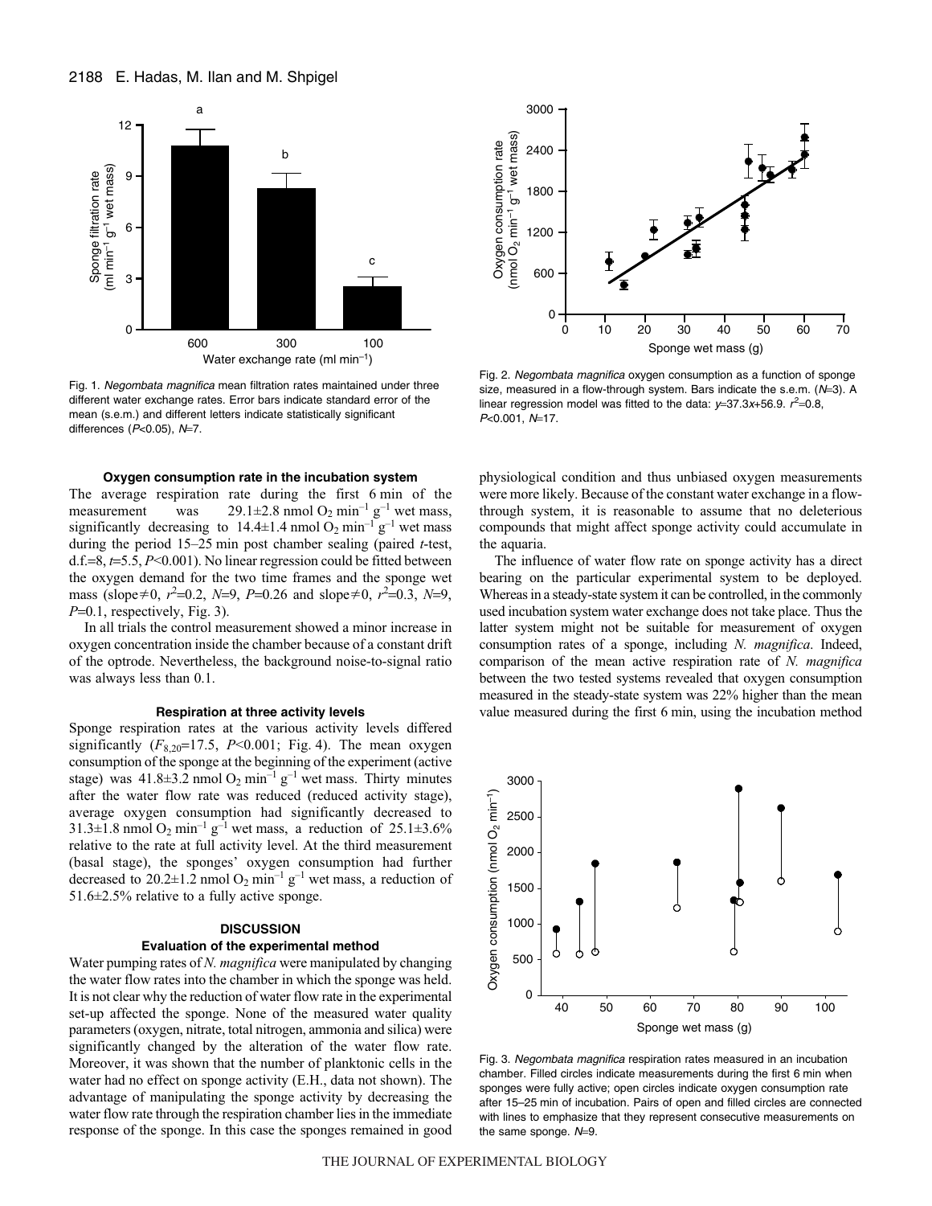Fig. 1. *Negombata magnifica* mean filtration rates maintained under three different water exchange rates. Error bars indicate standard error of the mean (s.e.m.) and different letters indicate statistically significant differences ($P<0.05$), $N=7$.

Fig. 2. *Negombata magnifica* oxygen consumption as a function of sponge size, measured in a flow-through system. Bars indicate the s.e.m. ($N=3$). A linear regression model was fitted to the data: $y=37.3x+56.9$. $r^2=0.8$, $P<0.001$, $N=17$.

### Oxygen consumption rate in the incubation system

The average respiration rate during the first 6 min of the measurement was $29.1\pm2.8$ nmol $O_2$ min$^{-1}$ g$^{-1}$ wet mass, significantly decreasing to $14.4\pm1.4$ nmol $O_2$ min$^{-1}$ g$^{-1}$ wet mass during the period 15–25 min post chamber sealing (paired *t*-test, d.f.=8, $t=5.5$, $P<0.001$). No linear regression could be fitted between the oxygen demand for the two time frames and the sponge wet mass (slope$\neq$0, $r^2=0.2$, $N=9$, $P=0.26$ and slope$\neq$0, $r^2=0.3$, $N=9$, $P=0.1$, respectively, Fig. 3).

In all trials the control measurement showed a minor increase in oxygen concentration inside the chamber because of a constant drift of the optrode. Nevertheless, the background noise-to-signal ratio was always less than 0.1.

### Respiration at three activity levels

Sponge respiration rates at the various activity levels differed significantly ($F_{8,20}=17.5$, $P<0.001$; Fig. 4). The mean oxygen consumption of the sponge at the beginning of the experiment (active stage) was $41.8\pm3.2$ nmol $O_2$ min$^{-1}$ g$^{-1}$ wet mass. Thirty minutes after the water flow rate was reduced (reduced activity stage), average oxygen consumption had significantly decreased to $31.3\pm1.8$ nmol $O_2$ min$^{-1}$ g$^{-1}$ wet mass, a reduction of $25.1\pm3.6$% relative to the rate at full activity level. At the third measurement (basal stage), the sponges' oxygen consumption had further decreased to $20.2\pm1.2$ nmol $O_2$ min$^{-1}$ g$^{-1}$ wet mass, a reduction of $51.6\pm2.5$% relative to a fully active sponge.

## DISCUSSION

### Evaluation of the experimental method

Water pumping rates of *N. magnifica* were manipulated by changing the water flow rates into the chamber in which the sponge was held. It is not clear why the reduction of water flow rate in the experimental set-up affected the sponge. None of the measured water quality parameters (oxygen, nitrate, total nitrogen, ammonia and silica) were significantly changed by the alteration of the water flow rate. Moreover, it was shown that the number of planktonic cells in the water had no effect on sponge activity (E.H., data not shown). The advantage of manipulating the sponge activity by decreasing the water flow rate through the respiration chamber lies in the immediate response of the sponge. In this case the sponges remained in good physiological condition and thus unbiased oxygen measurements were more likely. Because of the constant water exchange in a flow-through system, it is reasonable to assume that no deleterious compounds that might affect sponge activity could accumulate in the aquaria.

The influence of water flow rate on sponge activity has a direct bearing on the particular experimental system to be deployed. Whereas in a steady-state system it can be controlled, in the commonly used incubation system water exchange does not take place. Thus the latter system might not be suitable for measurement of oxygen consumption rates of a sponge, including *N. magnifica*. Indeed, comparison of the mean active respiration rate of *N. magnifica* between the two tested systems revealed that oxygen consumption measured in the steady-state system was 22% higher than the mean value measured during the first 6 min, using the incubation method

Fig. 3. *Negombata magnifica* respiration rates measured in an incubation chamber. Filled circles indicate measurements during the first 6 min when sponges were fully active; open circles indicate oxygen consumption rate after 15–25 min of incubation. Pairs of open and filled circles are connected with lines to emphasize that they represent consecutive measurements on the same sponge. $N=9$.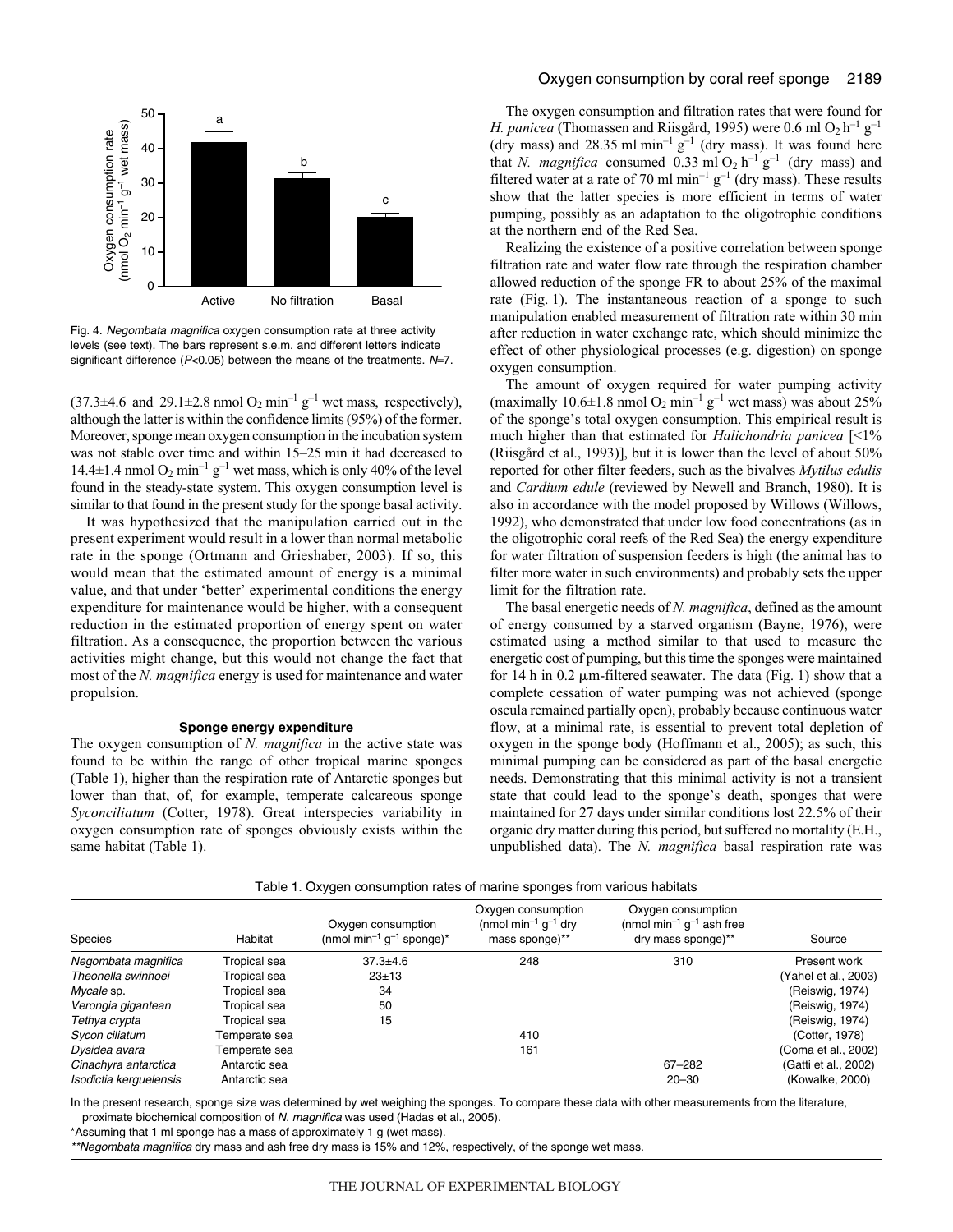Fig. 4. *Negombata magnifica* oxygen consumption rate at three activity levels (see text). The bars represent s.e.m. and different letters indicate significant difference ($P$<0.05) between the means of the treatments. $N$=7.

(37.3±4.6 and 29.1±2.8 nmol $O_2$ min$^{-1}$ g$^{-1}$ wet mass, respectively), although the latter is within the confidence limits (95%) of the former. Moreover, sponge mean oxygen consumption in the incubation system was not stable over time and within 15–25 min it had decreased to 14.4±1.4 nmol $O_2$ min$^{-1}$ g$^{-1}$ wet mass, which is only 40% of the level found in the steady-state system. This oxygen consumption level is similar to that found in the present study for the sponge basal activity.

It was hypothesized that the manipulation carried out in the present experiment would result in a lower than normal metabolic rate in the sponge (Ortmann and Grieshaber, 2003). If so, this would mean that the estimated amount of energy is a minimal value, and that under 'better' experimental conditions the energy expenditure for maintenance would be higher, with a consequent reduction in the estimated proportion of energy spent on water filtration. As a consequence, the proportion between the various activities might change, but this would not change the fact that most of the *N. magnifica* energy is used for maintenance and water propulsion.

### Sponge energy expenditure

The oxygen consumption of *N. magnifica* in the active state was found to be within the range of other tropical marine sponges (Table 1), higher than the respiration rate of Antarctic sponges but lower than that, of, for example, temperate calcareous sponge *Syconciliatum* (Cotter, 1978). Great interspecies variability in oxygen consumption rate of sponges obviously exists within the same habitat (Table 1).

The oxygen consumption and filtration rates that were found for *H. panicea* (Thomassen and Riisgård, 1995) were 0.6 ml $O_2$ h$^{-1}$ g$^{-1}$ (dry mass) and 28.35 ml min$^{-1}$ g$^{-1}$ (dry mass). It was found here that *N. magnifica* consumed 0.33 ml $O_2$ h$^{-1}$ g$^{-1}$ (dry mass) and filtered water at a rate of 70 ml min$^{-1}$ g$^{-1}$ (dry mass). These results show that the latter species is more efficient in terms of water pumping, possibly as an adaptation to the oligotrophic conditions at the northern end of the Red Sea.

Realizing the existence of a positive correlation between sponge filtration rate and water flow rate through the respiration chamber allowed reduction of the sponge FR to about 25% of the maximal rate (Fig. 1). The instantaneous reaction of a sponge to such manipulation enabled measurement of filtration rate within 30 min after reduction in water exchange rate, which should minimize the effect of other physiological processes (e.g. digestion) on sponge oxygen consumption.

The amount of oxygen required for water pumping activity (maximally 10.6±1.8 nmol $O_2$ min$^{-1}$ g$^{-1}$ wet mass) was about 25% of the sponge's total oxygen consumption. This empirical result is much higher than that estimated for *Halichondria panicea* [<1% (Riisgård et al., 1993)], but it is lower than the level of about 50% reported for other filter feeders, such as the bivalves *Mytilus edulis* and *Cardium edule* (reviewed by Newell and Branch, 1980). It is also in accordance with the model proposed by Willows (Willows, 1992), who demonstrated that under low food concentrations (as in the oligotrophic coral reefs of the Red Sea) the energy expenditure for water filtration of suspension feeders is high (the animal has to filter more water in such environments) and probably sets the upper limit for the filtration rate.

The basal energetic needs of *N. magnifica*, defined as the amount of energy consumed by a starved organism (Bayne, 1976), were estimated using a method similar to that used to measure the energetic cost of pumping, but this time the sponges were maintained for 14 h in 0.2 μm-filtered seawater. The data (Fig. 1) show that a complete cessation of water pumping was not achieved (sponge oscula remained partially open), probably because continuous water flow, at a minimal rate, is essential to prevent total depletion of oxygen in the sponge body (Hoffmann et al., 2005); as such, this minimal pumping can be considered as part of the basal energetic needs. Demonstrating that this minimal activity is not a transient state that could lead to the sponge's death, sponges that were maintained for 27 days under similar conditions lost 22.5% of their organic dry matter during this period, but suffered no mortality (E.H., unpublished data). The *N. magnifica* basal respiration rate was

Table 1. Oxygen consumption rates of marine sponges from various habitats

| Species | Habitat | Oxygen consumption (nmol min$^{-1}$ g$^{-1}$ sponge)* | Oxygen consumption (nmol min$^{-1}$ g$^{-1}$ dry mass sponge)** | Oxygen consumption (nmol min$^{-1}$ g$^{-1}$ ash free dry mass sponge)** | Source |
|---|---|---|---|---|---|
| *Negombata magnifica* | Tropical sea | 37.3±4.6 | 248 | 310 | Present work |
| *Theonella swinhoei* | Tropical sea | 23±13 | | | (Yahel et al., 2003) |
| *Mycale* sp. | Tropical sea | 34 | | | (Reiswig, 1974) |
| *Verongia gigantean* | Tropical sea | 50 | | | (Reiswig, 1974) |
| *Tethya crypta* | Tropical sea | 15 | | | (Reiswig, 1974) |
| *Sycon ciliatum* | Temperate sea | | 410 | | (Cotter, 1978) |
| *Dysidea avara* | Temperate sea | | 161 | | (Coma et al., 2002) |
| *Cinachyra antarctica* | Antarctic sea | | | 67–282 | (Gatti et al., 2002) |
| *Isodictia kerguelensis* | Antarctic sea | | | 20–30 | (Kowalke, 2000) |

In the present research, sponge size was determined by wet weighing the sponges. To compare these data with other measurements from the literature, proximate biochemical composition of *N. magnifica* was used (Hadas et al., 2005).

*Assuming that 1 ml sponge has a mass of approximately 1 g (wet mass).

***Negombata magnifica* dry mass and ash free dry mass is 15% and 12%, respectively, of the sponge wet mass.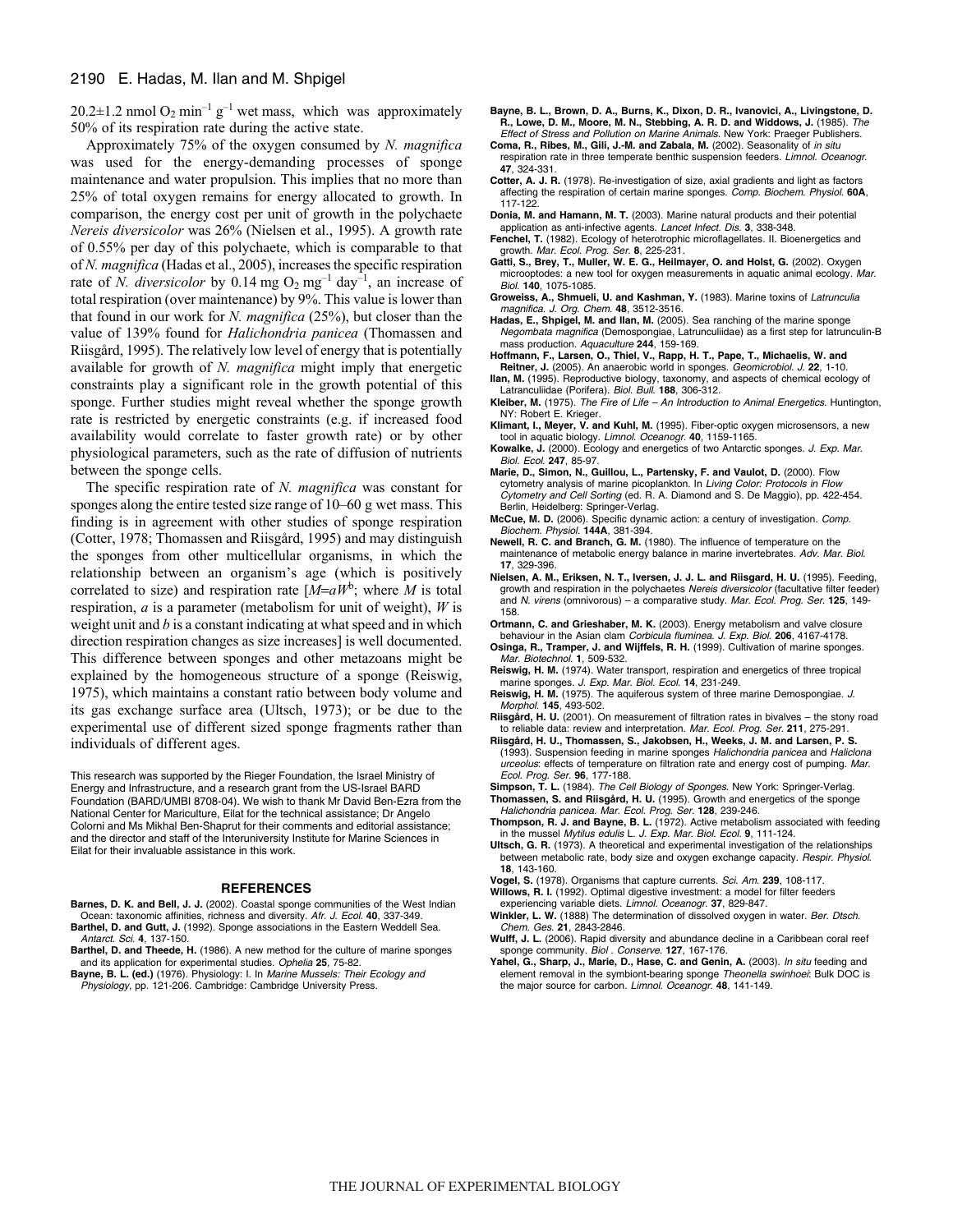$20.2\pm1.2$ nmol $O_2$ $min^{-1}$ $g^{-1}$ wet mass, which was approximately 50% of its respiration rate during the active state.

Approximately 75% of the oxygen consumed by *N. magnifica* was used for the energy-demanding processes of sponge maintenance and water propulsion. This implies that no more than 25% of total oxygen remains for energy allocated to growth. In comparison, the energy cost per unit of growth in the polychaete *Nereis diversicolor* was 26% (Nielsen et al., 1995). A growth rate of 0.55% per day of this polychaete, which is comparable to that of *N. magnifica* (Hadas et al., 2005), increases the specific respiration rate of *N. diversicolor* by 0.14 mg $O_2$ $mg^{-1}$ $day^{-1}$, an increase of total respiration (over maintenance) by 9%. This value is lower than that found in our work for *N. magnifica* (25%), but closer than the value of 139% found for *Halichondria panicea* (Thomassen and Riisgård, 1995). The relatively low level of energy that is potentially available for growth of *N. magnifica* might imply that energetic constraints play a significant role in the growth potential of this sponge. Further studies might reveal whether the sponge growth rate is restricted by energetic constraints (e.g. if increased food availability would correlate to faster growth rate) or by other physiological parameters, such as the rate of diffusion of nutrients between the sponge cells.

The specific respiration rate of *N. magnifica* was constant for sponges along the entire tested size range of 10–60 g wet mass. This finding is in agreement with other studies of sponge respiration (Cotter, 1978; Thomassen and Riisgård, 1995) and may distinguish the sponges from other multicellular organisms, in which the relationship between an organism's age (which is positively correlated to size) and respiration rate [$M=aW^b$; where $M$ is total respiration, $a$ is a parameter (metabolism for unit of weight), $W$ is weight unit and $b$ is a constant indicating at what speed and in which direction respiration changes as size increases] is well documented. This difference between sponges and other metazoans might be explained by the homogeneous structure of a sponge (Reiswig, 1975), which maintains a constant ratio between body volume and its gas exchange surface area (Ultsch, 1973); or be due to the experimental use of different sized sponge fragments rather than individuals of different ages.

This research was supported by the Rieger Foundation, the Israel Ministry of Energy and Infrastructure, and a research grant from the US-Israel BARD Foundation (BARD/UMBI 8708-04). We wish to thank Mr David Ben-Ezra from the National Center for Mariculture, Eilat for the technical assistance; Dr Angelo Colorni and Ms Mikhal Ben-Shaprut for their comments and editorial assistance; and the director and staff of the Interuniversity Institute for Marine Sciences in Eilat for their invaluable assistance in this work.

## REFERENCES

**Barnes, D. K. and Bell, J. J.** (2002). Coastal sponge communities of the West Indian Ocean: taxonomic affinities, richness and diversity. *Afr. J. Ecol.* **40**, 337-349.

**Barthel, D. and Gutt, J.** (1992). Sponge associations in the Eastern Weddell Sea. *Antarct. Sci.* **4**, 137-150.

**Barthel, D. and Theede, H.** (1986). A new method for the culture of marine sponges and its application for experimental studies. *Ophelia* **25**, 75-82.

**Bayne, B. L. (ed.)** (1976). Physiology: I. In *Marine Mussels: Their Ecology and Physiology*, pp. 121-206. Cambridge: Cambridge University Press.

**Bayne, B. L., Brown, D. A., Burns, K., Dixon, D. R., Ivanovici, A., Livingstone, D. R., Lowe, D. M., Moore, M. N., Stebbing, A. R. D. and Widdows, J.** (1985). *The Effect of Stress and Pollution on Marine Animals.* New York: Praeger Publishers.

**Coma, R., Ribes, M., Gili, J.-M. and Zabala, M.** (2002). Seasonality of *in situ* respiration rate in three temperate benthic suspension feeders. *Limnol. Oceanogr.* **47**, 324-331.

**Cotter, A. J. R.** (1978). Re-investigation of size, axial gradients and light as factors affecting the respiration of certain marine sponges. *Comp. Biochem. Physiol.* **60A**, 117-122.

**Donia, M. and Hamann, M. T.** (2003). Marine natural products and their potential application as anti-infective agents. *Lancet Infect. Dis.* **3**, 338-348.

**Fenchel, T.** (1982). Ecology of heterotrophic microflagellates. II. Bioenergetics and growth. *Mar. Ecol. Prog. Ser.* **8**, 225-231.

**Gatti, S., Brey, T., Muller, W. E. G., Heilmayer, O. and Holst, G.** (2002). Oxygen microoptodes: a new tool for oxygen measurements in aquatic animal ecology. *Mar. Biol.* **140**, 1075-1085.

**Groweiss, A., Shmueli, U. and Kashman, Y.** (1983). Marine toxins of *Latrunculia magnifica*. *J. Org. Chem.* **48**, 3512-3516.

**Hadas, E., Shpigel, M. and Ilan, M.** (2005). Sea ranching of the marine sponge *Negombata magnifica* (Demospongiae, Latrunculiidae) as a first step for latrunculin-B mass production. *Aquaculture* **244**, 159-169.

**Hoffmann, F., Larsen, O., Thiel, V., Rapp, H. T., Pape, T., Michaelis, W. and Reitner, J.** (2005). An anaerobic world in sponges. *Geomicrobiol. J.* **22**, 1-10.

**Ilan, M.** (1995). Reproductive biology, taxonomy, and aspects of chemical ecology of Latrunculiidae (Porifera). *Biol. Bull.* **188**, 306-312.

**Kleiber, M.** (1975). *The Fire of Life – An Introduction to Animal Energetics.* Huntington, NY: Robert E. Krieger.

**Klimant, I., Meyer, V. and Kuhl, M.** (1995). Fiber-optic oxygen microsensors, a new tool in aquatic biology. *Limnol. Oceanogr.* **40**, 1159-1165.

**Kowalke, J.** (2000). Ecology and energetics of two Antarctic sponges. *J. Exp. Mar. Biol. Ecol.* **247**, 85-97.

**Marie, D., Simon, N., Guillou, L., Partensky, F. and Vaulot, D.** (2000). Flow cytometry analysis of marine picoplankton. In *Living Color: Protocols in Flow Cytometry and Cell Sorting* (ed. R. A. Diamond and S. De Maggio), pp. 422-454. Berlin, Heidelberg: Springer-Verlag.

**McCue, M. D.** (2006). Specific dynamic action: a century of investigation. *Comp. Biochem. Physiol.* **144A**, 381-394.

**Newell, R. C. and Branch, G. M.** (1980). The influence of temperature on the maintenance of metabolic energy balance in marine invertebrates. *Adv. Mar. Biol.* **17**, 329-396.

**Nielsen, A. M., Eriksen, N. T., Iversen, J. J. L. and Riisgard, H. U.** (1995). Feeding, growth and respiration in the polychaetes *Nereis diversicolor* (facultative filter feeder) and *N. virens* (omnivorous) – a comparative study. *Mar. Ecol. Prog. Ser.* **125**, 149-158.

**Ortmann, C. and Grieshaber, M. K.** (2003). Energy metabolism and valve closure behaviour in the Asian clam *Corbicula fluminea*. *J. Exp. Biol.* **206**, 4167-4178.

**Osinga, R., Tramper, J. and Wijffels, R. H.** (1999). Cultivation of marine sponges. *Mar. Biotechnol.* **1**, 509-532.

**Reiswig, H. M.** (1974). Water transport, respiration and energetics of three tropical marine sponges. *J. Exp. Mar. Biol. Ecol.* **14**, 231-249.

**Reiswig, H. M.** (1975). The aquiferous system of three marine Demospongiae. *J. Morphol.* **145**, 493-502.

**Riisgård, H. U.** (2001). On measurement of filtration rates in bivalves – the stony road to reliable data: review and interpretation. *Mar. Ecol. Prog. Ser.* **211**, 275-291.

**Riisgård, H. U., Thomassen, S., Jakobsen, H., Weeks, J. M. and Larsen, P. S.** (1993). Suspension feeding in marine sponges *Halichondria panicea* and *Haliclona urceolus*: effects of temperature on filtration rate and energy cost of pumping. *Mar. Ecol. Prog. Ser.* **96**, 177-188.

**Simpson, T. L.** (1984). *The Cell Biology of Sponges.* New York: Springer-Verlag.

**Thomassen, S. and Riisgård, H. U.** (1995). Growth and energetics of the sponge *Halichondria panicea*. *Mar. Ecol. Prog. Ser.* **128**, 239-246.

**Thompson, R. J. and Bayne, B. L.** (1972). Active metabolism associated with feeding in the mussel *Mytilus edulis* L. *J. Exp. Mar. Biol. Ecol.* **9**, 111-124.

**Ultsch, G. R.** (1973). A theoretical and experimental investigation of the relationships between metabolic rate, body size and oxygen exchange capacity. *Respir. Physiol.* **18**, 143-160.

**Vogel, S.** (1978). Organisms that capture currents. *Sci. Am.* **239**, 108-117.

**Willows, R. I.** (1992). Optimal digestive investment: a model for filter feeders experiencing variable diets. *Limnol. Oceanogr.* **37**, 829-847.

**Winkler, L. W.** (1888) The determination of dissolved oxygen in water. *Ber. Dtsch. Chem. Ges.* **21**, 2843-2846.

**Wulff, J. L.** (2006). Rapid diversity and abundance decline in a Caribbean coral reef sponge community. *Biol . Conserve.* **127**, 167-176.

**Yahel, G., Sharp, J., Marie, D., Hase, C. and Genin, A.** (2003). *In situ* feeding and element removal in the symbiont-bearing sponge *Theonella swinhoei*: Bulk DOC is the major source for carbon. *Limnol. Oceanogr.* **48**, 141-149.